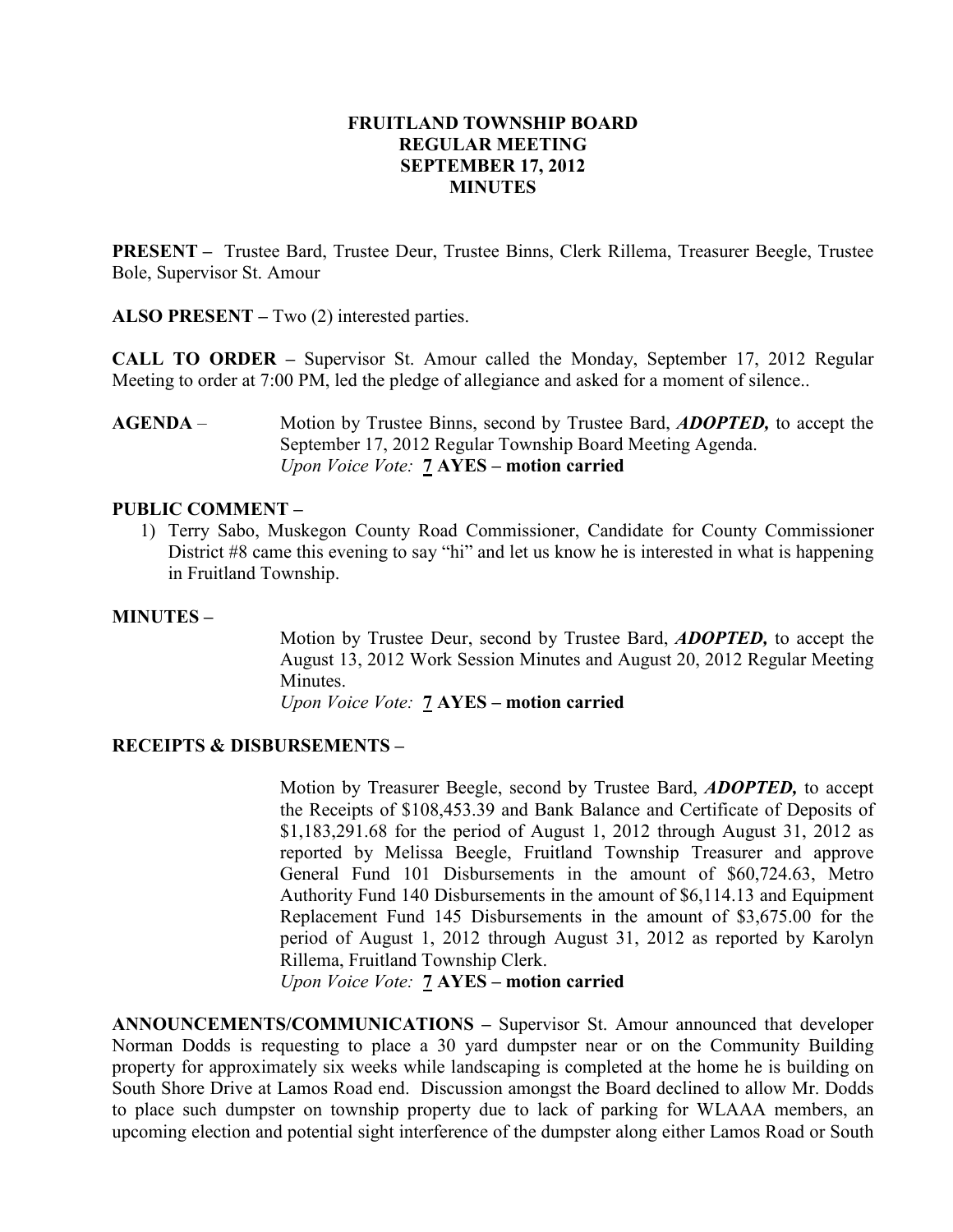# FRUITLAND TOWNSHIP BOARD
# REGULAR MEETING
# SEPTEMBER 17, 2012
# MINUTES

**PRESENT –** Trustee Bard, Trustee Deur, Trustee Binns, Clerk Rillema, Treasurer Beegle, Trustee Bole, Supervisor St. Amour

**ALSO PRESENT –** Two (2) interested parties.

**CALL TO ORDER –** Supervisor St. Amour called the Monday, September 17, 2012 Regular Meeting to order at 7:00 PM, led the pledge of allegiance and asked for a moment of silence..

**AGENDA** – Motion by Trustee Binns, second by Trustee Bard, ***ADOPTED,*** to accept the September 17, 2012 Regular Township Board Meeting Agenda.
*Upon Voice Vote:* **7 AYES – motion carried**

**PUBLIC COMMENT –**

1) Terry Sabo, Muskegon County Road Commissioner, Candidate for County Commissioner District #8 came this evening to say "hi" and let us know he is interested in what is happening in Fruitland Township.

**MINUTES –**

Motion by Trustee Deur, second by Trustee Bard, ***ADOPTED,*** to accept the August 13, 2012 Work Session Minutes and August 20, 2012 Regular Meeting Minutes.
*Upon Voice Vote:* **7 AYES – motion carried**

**RECEIPTS & DISBURSEMENTS –**

Motion by Treasurer Beegle, second by Trustee Bard, ***ADOPTED,*** to accept the Receipts of $108,453.39 and Bank Balance and Certificate of Deposits of $1,183,291.68 for the period of August 1, 2012 through August 31, 2012 as reported by Melissa Beegle, Fruitland Township Treasurer and approve General Fund 101 Disbursements in the amount of $60,724.63, Metro Authority Fund 140 Disbursements in the amount of $6,114.13 and Equipment Replacement Fund 145 Disbursements in the amount of $3,675.00 for the period of August 1, 2012 through August 31, 2012 as reported by Karolyn Rillema, Fruitland Township Clerk.
*Upon Voice Vote:* **7 AYES – motion carried**

**ANNOUNCEMENTS/COMMUNICATIONS –** Supervisor St. Amour announced that developer Norman Dodds is requesting to place a 30 yard dumpster near or on the Community Building property for approximately six weeks while landscaping is completed at the home he is building on South Shore Drive at Lamos Road end. Discussion amongst the Board declined to allow Mr. Dodds to place such dumpster on township property due to lack of parking for WLAAA members, an upcoming election and potential sight interference of the dumpster along either Lamos Road or South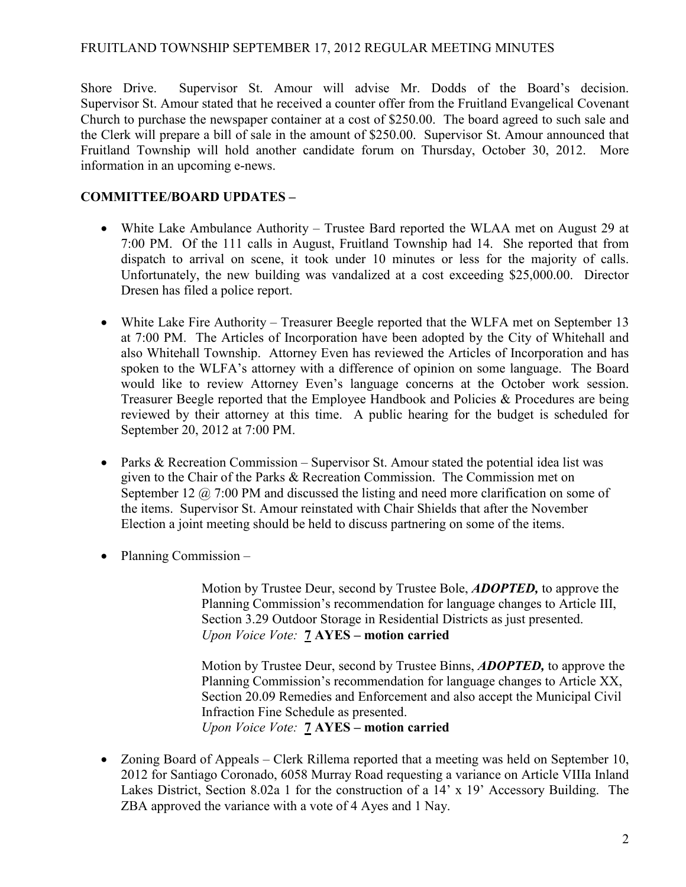Shore Drive. Supervisor St. Amour will advise Mr. Dodds of the Board's decision. Supervisor St. Amour stated that he received a counter offer from the Fruitland Evangelical Covenant Church to purchase the newspaper container at a cost of $250.00. The board agreed to such sale and the Clerk will prepare a bill of sale in the amount of $250.00. Supervisor St. Amour announced that Fruitland Township will hold another candidate forum on Thursday, October 30, 2012. More information in an upcoming e-news.

**COMMITTEE/BOARD UPDATES –**

- White Lake Ambulance Authority – Trustee Bard reported the WLAA met on August 29 at 7:00 PM. Of the 111 calls in August, Fruitland Township had 14. She reported that from dispatch to arrival on scene, it took under 10 minutes or less for the majority of calls. Unfortunately, the new building was vandalized at a cost exceeding $25,000.00. Director Dresen has filed a police report.

- White Lake Fire Authority – Treasurer Beegle reported that the WLFA met on September 13 at 7:00 PM. The Articles of Incorporation have been adopted by the City of Whitehall and also Whitehall Township. Attorney Even has reviewed the Articles of Incorporation and has spoken to the WLFA's attorney with a difference of opinion on some language. The Board would like to review Attorney Even's language concerns at the October work session. Treasurer Beegle reported that the Employee Handbook and Policies & Procedures are being reviewed by their attorney at this time. A public hearing for the budget is scheduled for September 20, 2012 at 7:00 PM.

- Parks & Recreation Commission – Supervisor St. Amour stated the potential idea list was given to the Chair of the Parks & Recreation Commission. The Commission met on September 12 @ 7:00 PM and discussed the listing and need more clarification on some of the items. Supervisor St. Amour reinstated with Chair Shields that after the November Election a joint meeting should be held to discuss partnering on some of the items.

- Planning Commission –

  Motion by Trustee Deur, second by Trustee Bole, ***ADOPTED,*** to approve the Planning Commission's recommendation for language changes to Article III, Section 3.29 Outdoor Storage in Residential Districts as just presented.
  *Upon Voice Vote:* **7 AYES – motion carried**

  Motion by Trustee Deur, second by Trustee Binns, ***ADOPTED,*** to approve the Planning Commission's recommendation for language changes to Article XX, Section 20.09 Remedies and Enforcement and also accept the Municipal Civil Infraction Fine Schedule as presented.
  *Upon Voice Vote:* **7 AYES – motion carried**

- Zoning Board of Appeals – Clerk Rillema reported that a meeting was held on September 10, 2012 for Santiago Coronado, 6058 Murray Road requesting a variance on Article VIIIa Inland Lakes District, Section 8.02a 1 for the construction of a 14' x 19' Accessory Building. The ZBA approved the variance with a vote of 4 Ayes and 1 Nay.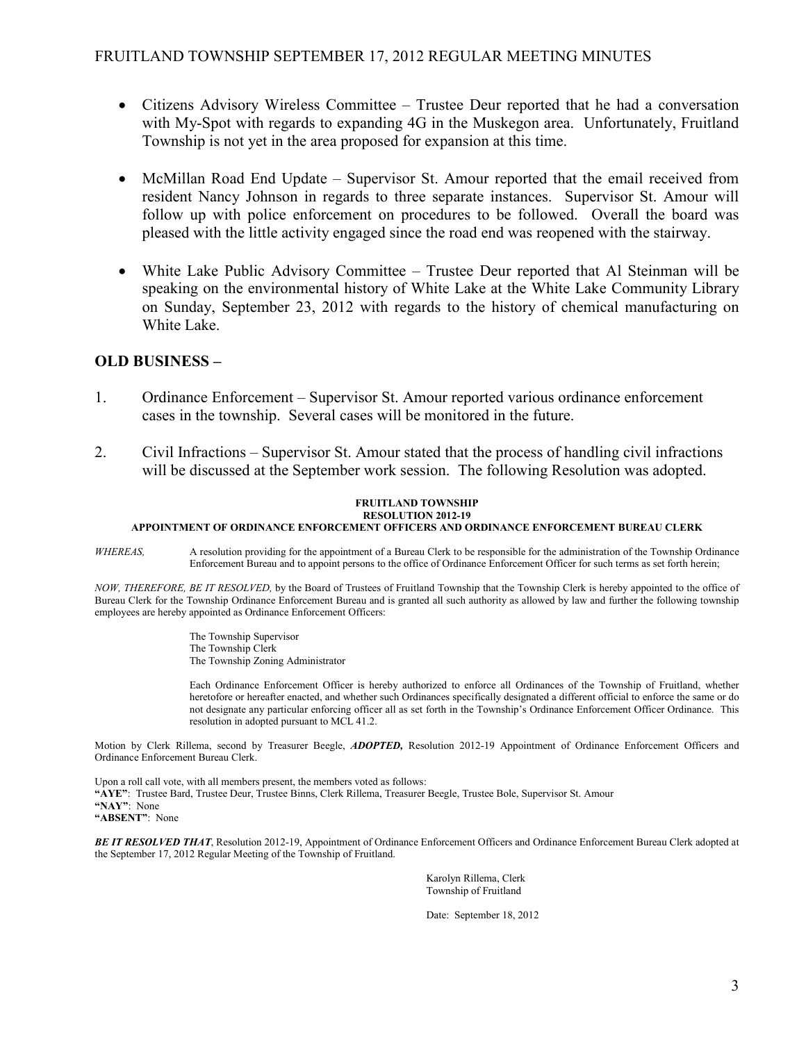- Citizens Advisory Wireless Committee – Trustee Deur reported that he had a conversation with My-Spot with regards to expanding 4G in the Muskegon area. Unfortunately, Fruitland Township is not yet in the area proposed for expansion at this time.

- McMillan Road End Update – Supervisor St. Amour reported that the email received from resident Nancy Johnson in regards to three separate instances. Supervisor St. Amour will follow up with police enforcement on procedures to be followed. Overall the board was pleased with the little activity engaged since the road end was reopened with the stairway.

- White Lake Public Advisory Committee – Trustee Deur reported that Al Steinman will be speaking on the environmental history of White Lake at the White Lake Community Library on Sunday, September 23, 2012 with regards to the history of chemical manufacturing on White Lake.

## OLD BUSINESS –

1. Ordinance Enforcement – Supervisor St. Amour reported various ordinance enforcement cases in the township. Several cases will be monitored in the future.

2. Civil Infractions – Supervisor St. Amour stated that the process of handling civil infractions will be discussed at the September work session. The following Resolution was adopted.

**FRUITLAND TOWNSHIP**
**RESOLUTION 2012-19**
**APPOINTMENT OF ORDINANCE ENFORCEMENT OFFICERS AND ORDINANCE ENFORCEMENT BUREAU CLERK**

*WHEREAS,* A resolution providing for the appointment of a Bureau Clerk to be responsible for the administration of the Township Ordinance Enforcement Bureau and to appoint persons to the office of Ordinance Enforcement Officer for such terms as set forth herein;

*NOW, THEREFORE, BE IT RESOLVED,* by the Board of Trustees of Fruitland Township that the Township Clerk is hereby appointed to the office of Bureau Clerk for the Township Ordinance Enforcement Bureau and is granted all such authority as allowed by law and further the following township employees are hereby appointed as Ordinance Enforcement Officers:

The Township Supervisor
The Township Clerk
The Township Zoning Administrator

Each Ordinance Enforcement Officer is hereby authorized to enforce all Ordinances of the Township of Fruitland, whether heretofore or hereafter enacted, and whether such Ordinances specifically designated a different official to enforce the same or do not designate any particular enforcing officer all as set forth in the Township's Ordinance Enforcement Officer Ordinance. This resolution in adopted pursuant to MCL 41.2.

Motion by Clerk Rillema, second by Treasurer Beegle, ***ADOPTED,*** Resolution 2012-19 Appointment of Ordinance Enforcement Officers and Ordinance Enforcement Bureau Clerk.

Upon a roll call vote, with all members present, the members voted as follows:
**"AYE"**: Trustee Bard, Trustee Deur, Trustee Binns, Clerk Rillema, Treasurer Beegle, Trustee Bole, Supervisor St. Amour
**"NAY"**: None
**"ABSENT"**: None

***BE IT RESOLVED THAT***, Resolution 2012-19, Appointment of Ordinance Enforcement Officers and Ordinance Enforcement Bureau Clerk adopted at the September 17, 2012 Regular Meeting of the Township of Fruitland.

Karolyn Rillema, Clerk
Township of Fruitland

Date: September 18, 2012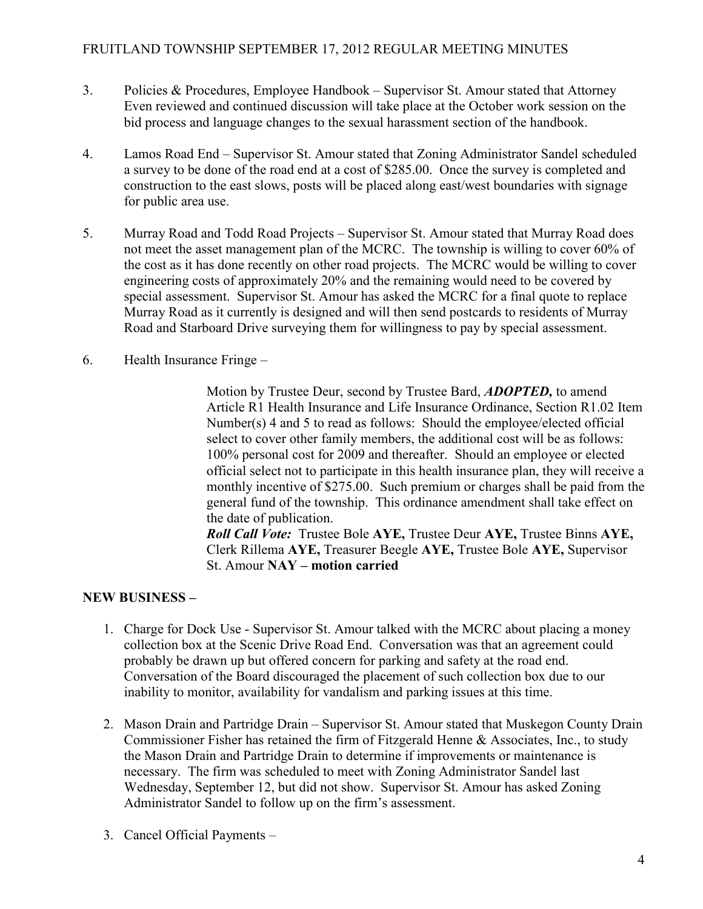3. Policies & Procedures, Employee Handbook – Supervisor St. Amour stated that Attorney Even reviewed and continued discussion will take place at the October work session on the bid process and language changes to the sexual harassment section of the handbook.

4. Lamos Road End – Supervisor St. Amour stated that Zoning Administrator Sandel scheduled a survey to be done of the road end at a cost of $285.00. Once the survey is completed and construction to the east slows, posts will be placed along east/west boundaries with signage for public area use.

5. Murray Road and Todd Road Projects – Supervisor St. Amour stated that Murray Road does not meet the asset management plan of the MCRC. The township is willing to cover 60% of the cost as it has done recently on other road projects. The MCRC would be willing to cover engineering costs of approximately 20% and the remaining would need to be covered by special assessment. Supervisor St. Amour has asked the MCRC for a final quote to replace Murray Road as it currently is designed and will then send postcards to residents of Murray Road and Starboard Drive surveying them for willingness to pay by special assessment.

6. Health Insurance Fringe –

   Motion by Trustee Deur, second by Trustee Bard, ***ADOPTED,*** to amend Article R1 Health Insurance and Life Insurance Ordinance, Section R1.02 Item Number(s) 4 and 5 to read as follows: Should the employee/elected official select to cover other family members, the additional cost will be as follows: 100% personal cost for 2009 and thereafter. Should an employee or elected official select not to participate in this health insurance plan, they will receive a monthly incentive of $275.00. Such premium or charges shall be paid from the general fund of the township. This ordinance amendment shall take effect on the date of publication.
   ***Roll Call Vote:*** Trustee Bole **AYE,** Trustee Deur **AYE,** Trustee Binns **AYE,** Clerk Rillema **AYE,** Treasurer Beegle **AYE,** Trustee Bole **AYE,** Supervisor St. Amour **NAY – motion carried**

**NEW BUSINESS –**

1. Charge for Dock Use - Supervisor St. Amour talked with the MCRC about placing a money collection box at the Scenic Drive Road End. Conversation was that an agreement could probably be drawn up but offered concern for parking and safety at the road end. Conversation of the Board discouraged the placement of such collection box due to our inability to monitor, availability for vandalism and parking issues at this time.

2. Mason Drain and Partridge Drain – Supervisor St. Amour stated that Muskegon County Drain Commissioner Fisher has retained the firm of Fitzgerald Henne & Associates, Inc., to study the Mason Drain and Partridge Drain to determine if improvements or maintenance is necessary. The firm was scheduled to meet with Zoning Administrator Sandel last Wednesday, September 12, but did not show. Supervisor St. Amour has asked Zoning Administrator Sandel to follow up on the firm's assessment.

3. Cancel Official Payments –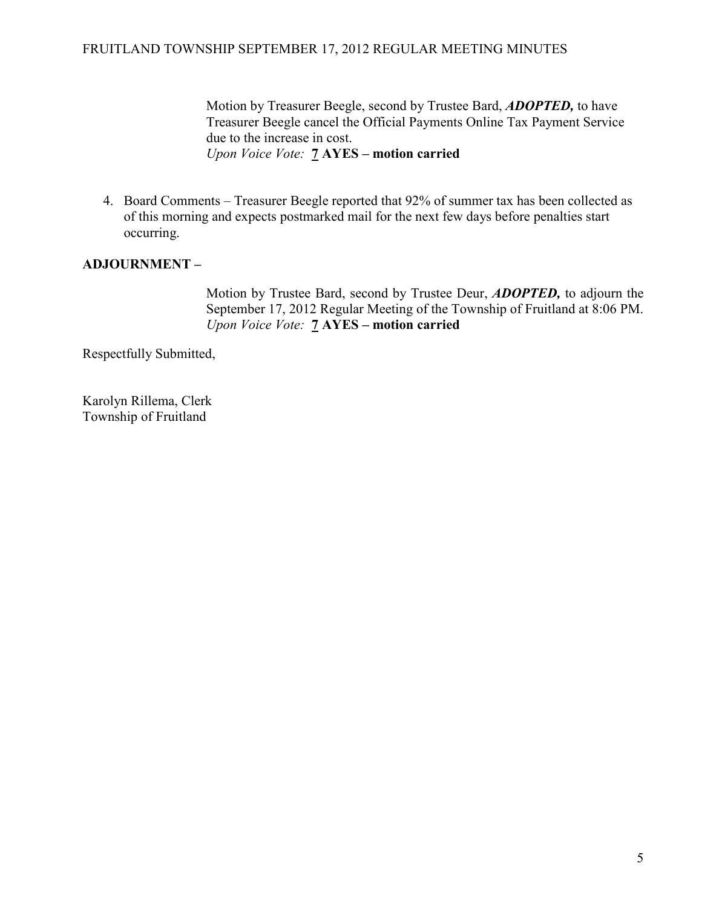Motion by Treasurer Beegle, second by Trustee Bard, ***ADOPTED,*** to have Treasurer Beegle cancel the Official Payments Online Tax Payment Service due to the increase in cost.
*Upon Voice Vote:* **7 AYES – motion carried**

4. Board Comments – Treasurer Beegle reported that 92% of summer tax has been collected as of this morning and expects postmarked mail for the next few days before penalties start occurring.

**ADJOURNMENT –**

Motion by Trustee Bard, second by Trustee Deur, ***ADOPTED,*** to adjourn the September 17, 2012 Regular Meeting of the Township of Fruitland at 8:06 PM.
*Upon Voice Vote:* **7 AYES – motion carried**

Respectfully Submitted,

Karolyn Rillema, Clerk
Township of Fruitland